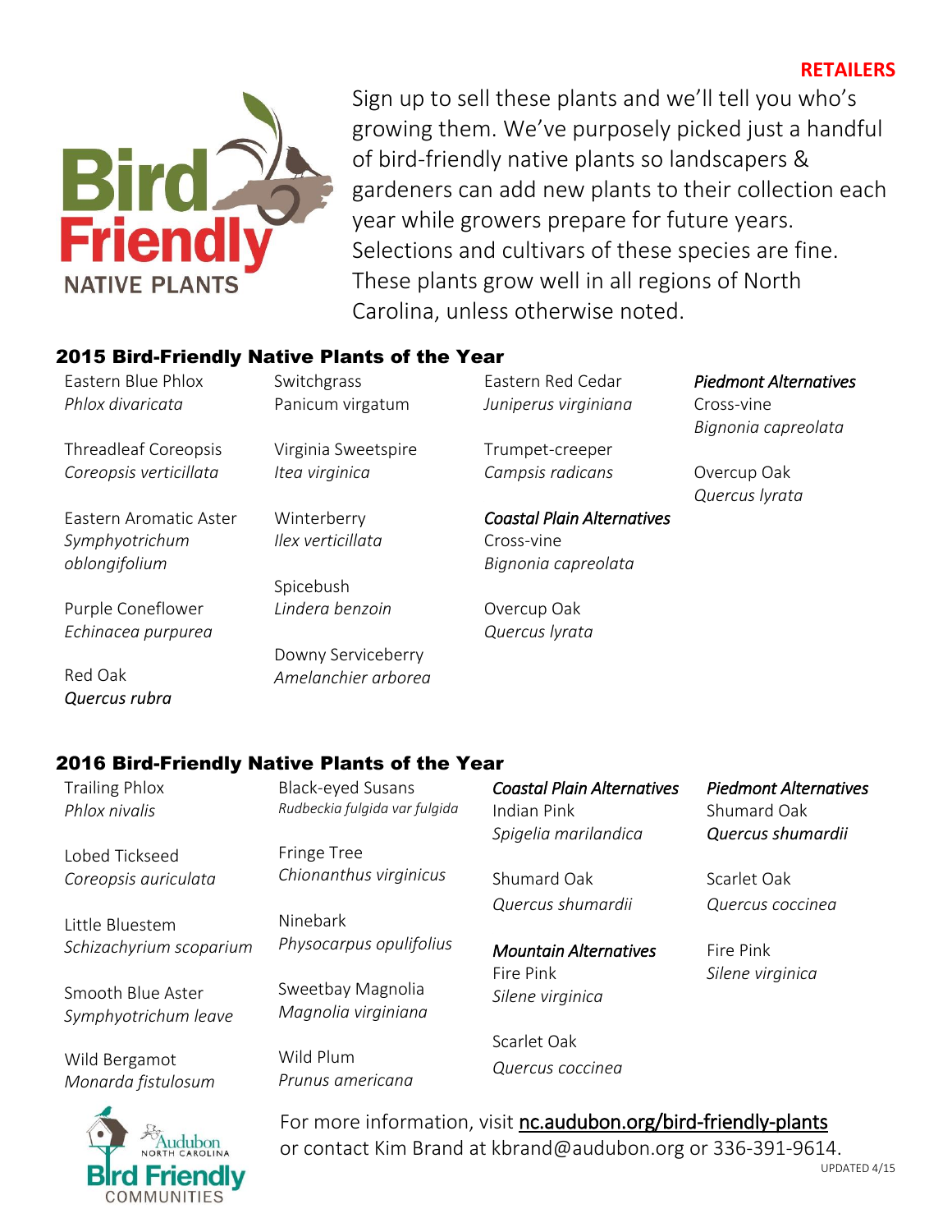**RETAILERS**

Bird Friendly NATIVE PLANTS

Sign up to sell these plants and we'll tell you who's growing them. We've purposely picked just a handful of bird-friendly native plants so landscapers & gardeners can add new plants to their collection each year while growers prepare for future years. Selections and cultivars of these species are fine. These plants grow well in all regions of North Carolina, unless otherwise noted.

## 2015 Bird-Friendly Native Plants of the Year

- Eastern Blue Phlox, *Phlox divaricata*
- Threadleaf Coreopsis, *Coreopsis verticillata*
- Eastern Aromatic Aster, *Symphyotrichum oblongifolium*
- Purple Coneflower, *Echinacea purpurea*
- Red Oak, *Quercus rubra*
- Switchgrass, Panicum virgatum
- Virginia Sweetspire, *Itea virginica*
- Winterberry, *Ilex verticillata*
- Spicebush, *Lindera benzoin*
- Downy Serviceberry, *Amelanchier arborea*
- Eastern Red Cedar, *Juniperus virginiana*
- Trumpet-creeper, *Campsis radicans*

***Coastal Plain Alternatives***

- Cross-vine, *Bignonia capreolata*
- Overcup Oak, *Quercus lyrata*

***Piedmont Alternatives***

- Cross-vine, *Bignonia capreolata*
- Overcup Oak, *Quercus lyrata*

## 2016 Bird-Friendly Native Plants of the Year

- Trailing Phlox, *Phlox nivalis*
- Lobed Tickseed, *Coreopsis auriculata*
- Little Bluestem, *Schizachyrium scoparium*
- Smooth Blue Aster, *Symphyotrichum leave*
- Wild Bergamot, *Monarda fistulosum*
- Black-eyed Susans, *Rudbeckia fulgida var fulgida*
- Fringe Tree, *Chionanthus virginicus*
- Ninebark, *Physocarpus opulifolius*
- Sweetbay Magnolia, *Magnolia virginiana*
- Wild Plum, *Prunus americana*

***Coastal Plain Alternatives***

- Indian Pink, *Spigelia marilandica*
- Shumard Oak, *Quercus shumardii*

***Mountain Alternatives***

- Fire Pink, *Silene virginica*
- Scarlet Oak, *Quercus coccinea*

***Piedmont Alternatives***

- Shumard Oak, ***Quercus shumardii***
- Scarlet Oak, *Quercus coccinea*
- Fire Pink, *Silene virginica*

Audubon North Carolina Bird Friendly Communities

For more information, visit nc.audubon.org/bird-friendly-plants or contact Kim Brand at kbrand@audubon.org or 336-391-9614.

UPDATED 4/15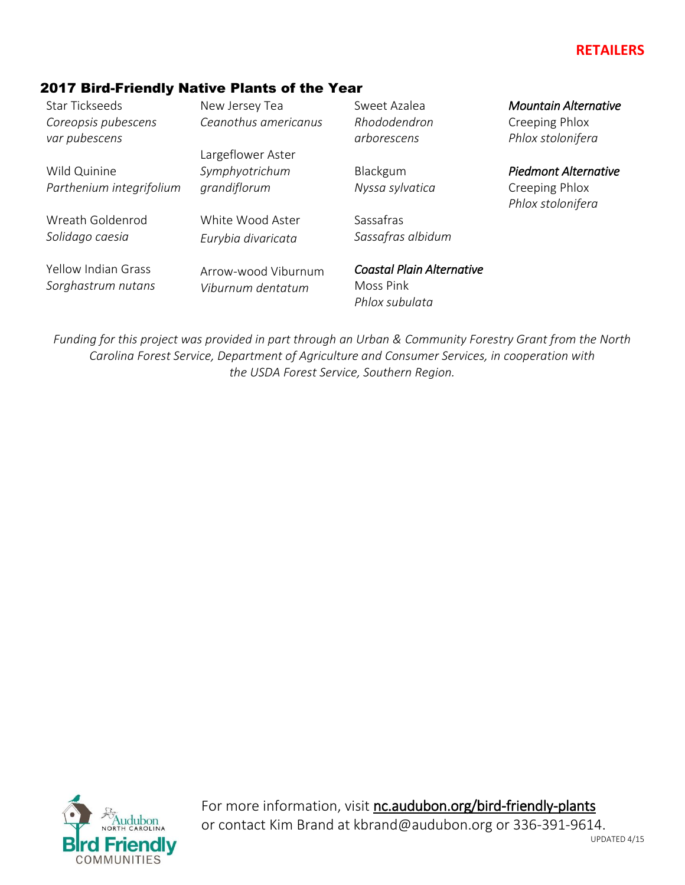RETAILERS

## 2017 Bird-Friendly Native Plants of the Year

Star Tickseeds
*Coreopsis pubescens var pubescens*

Wild Quinine
*Parthenium integrifolium*

Wreath Goldenrod
*Solidago caesia*

Yellow Indian Grass
*Sorghastrum nutans*

New Jersey Tea
*Ceanothus americanus*

Largeflower Aster
*Symphyotrichum grandiflorum*

White Wood Aster
*Eurybia divaricata*

Arrow-wood Viburnum
*Viburnum dentatum*

Sweet Azalea
*Rhododendron arborescens*

Blackgum
*Nyssa sylvatica*

Sassafras
*Sassafras albidum*

***Coastal Plain Alternative***
Moss Pink
*Phlox subulata*

***Mountain Alternative***
Creeping Phlox
*Phlox stolonifera*

***Piedmont Alternative***
Creeping Phlox
*Phlox stolonifera*

*Funding for this project was provided in part through an Urban & Community Forestry Grant from the North Carolina Forest Service, Department of Agriculture and Consumer Services, in cooperation with the USDA Forest Service, Southern Region.*

Audubon North Carolina Bird Friendly Communities

For more information, visit nc.audubon.org/bird-friendly-plants or contact Kim Brand at kbrand@audubon.org or 336-391-9614.

UPDATED 4/15